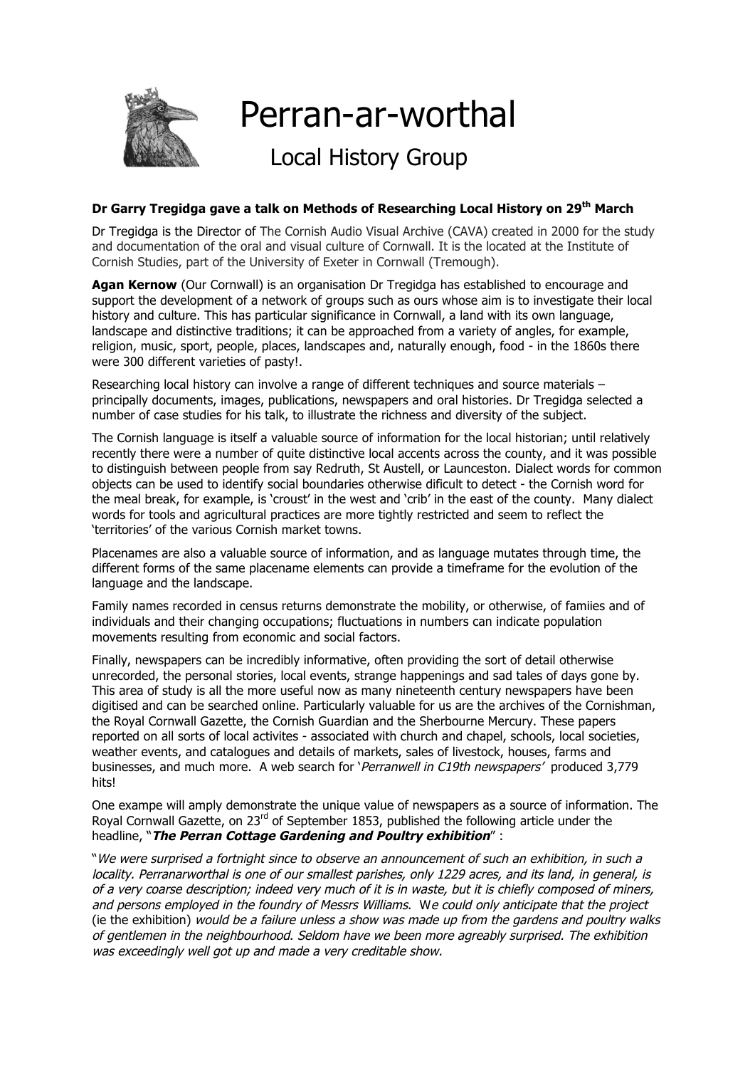# Perran-ar-worthal

## Local History Group

**Dr Garry Tregidga gave a talk on Methods of Researching Local History on 29th March**

Dr Tregidga is the Director of The Cornish Audio Visual Archive (CAVA) created in 2000 for the study and documentation of the oral and visual culture of Cornwall. It is the located at the Institute of Cornish Studies, part of the University of Exeter in Cornwall (Tremough).

**Agan Kernow** (Our Cornwall) is an organisation Dr Tregidga has established to encourage and support the development of a network of groups such as ours whose aim is to investigate their local history and culture. This has particular significance in Cornwall, a land with its own language, landscape and distinctive traditions; it can be approached from a variety of angles, for example, religion, music, sport, people, places, landscapes and, naturally enough, food - in the 1860s there were 300 different varieties of pasty!.

Researching local history can involve a range of different techniques and source materials – principally documents, images, publications, newspapers and oral histories. Dr Tregidga selected a number of case studies for his talk, to illustrate the richness and diversity of the subject.

The Cornish language is itself a valuable source of information for the local historian; until relatively recently there were a number of quite distinctive local accents across the county, and it was possible to distinguish between people from say Redruth, St Austell, or Launceston. Dialect words for common objects can be used to identify social boundaries otherwise dificult to detect - the Cornish word for the meal break, for example, is 'croust' in the west and 'crib' in the east of the county. Many dialect words for tools and agricultural practices are more tightly restricted and seem to reflect the 'territories' of the various Cornish market towns.

Placenames are also a valuable source of information, and as language mutates through time, the different forms of the same placename elements can provide a timeframe for the evolution of the language and the landscape.

Family names recorded in census returns demonstrate the mobility, or otherwise, of famiies and of individuals and their changing occupations; fluctuations in numbers can indicate population movements resulting from economic and social factors.

Finally, newspapers can be incredibly informative, often providing the sort of detail otherwise unrecorded, the personal stories, local events, strange happenings and sad tales of days gone by. This area of study is all the more useful now as many nineteenth century newspapers have been digitised and can be searched online. Particularly valuable for us are the archives of the Cornishman, the Royal Cornwall Gazette, the Cornish Guardian and the Sherbourne Mercury. These papers reported on all sorts of local activites - associated with church and chapel, schools, local societies, weather events, and catalogues and details of markets, sales of livestock, houses, farms and businesses, and much more. A web search for '*Perranwell in C19th newspapers*' produced 3,779 hits!

One exampe will amply demonstrate the unique value of newspapers as a source of information. The Royal Cornwall Gazette, on 23rd of September 1853, published the following article under the headline, "***The Perran Cottage Gardening and Poultry exhibition***" :

"*We were surprised a fortnight since to observe an announcement of such an exhibition, in such a locality. Perranarworthal is one of our smallest parishes, only 1229 acres, and its land, in general, is of a very coarse description; indeed very much of it is in waste, but it is chiefly composed of miners, and persons employed in the foundry of Messrs Williams. We could only anticipate that the project* (ie the exhibition) *would be a failure unless a show was made up from the gardens and poultry walks of gentlemen in the neighbourhood. Seldom have we been more agreably surprised. The exhibition was exceedingly well got up and made a very creditable show.*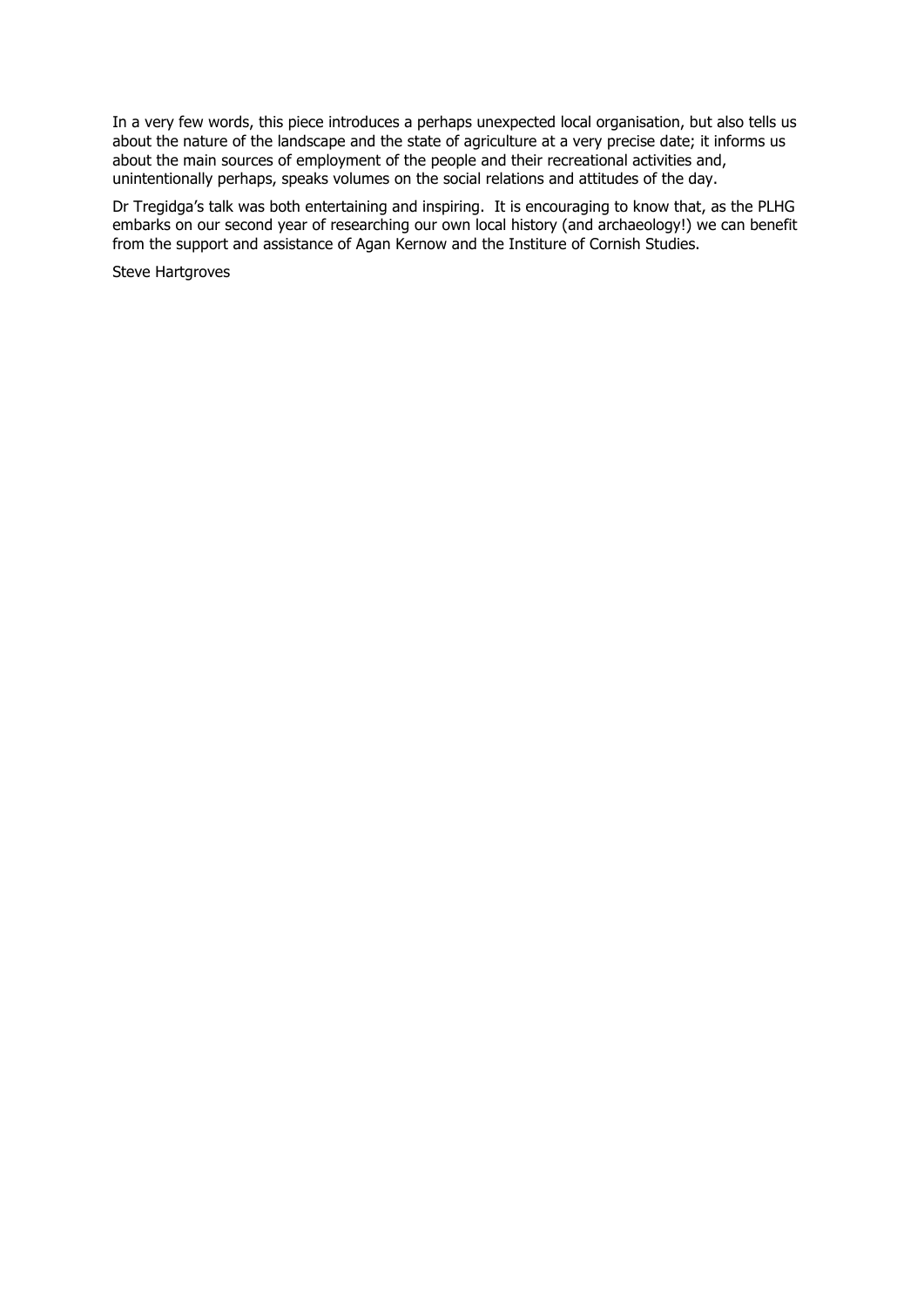In a very few words, this piece introduces a perhaps unexpected local organisation, but also tells us about the nature of the landscape and the state of agriculture at a very precise date; it informs us about the main sources of employment of the people and their recreational activities and, unintentionally perhaps, speaks volumes on the social relations and attitudes of the day.

Dr Tregidga's talk was both entertaining and inspiring. It is encouraging to know that, as the PLHG embarks on our second year of researching our own local history (and archaeology!) we can benefit from the support and assistance of Agan Kernow and the Institure of Cornish Studies.

Steve Hartgroves